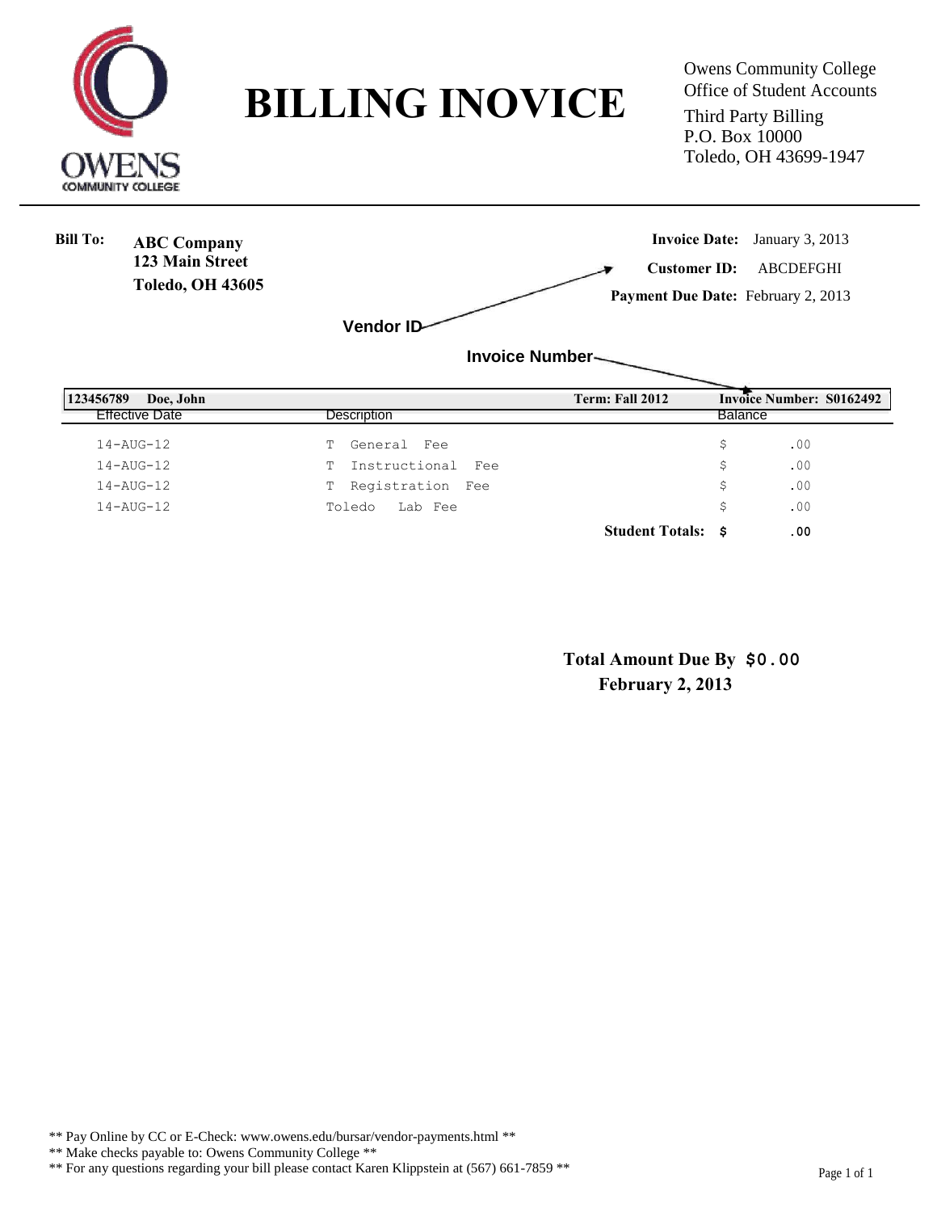# BILLING INOVICE

Owens Community College
Office of Student Accounts
Third Party Billing
P.O. Box 10000
Toledo, OH 43699-1947

**Bill To:** **ABC Company**
**123 Main Street**
**Toledo, OH 43605**

**Invoice Date:** January 3, 2013
**Customer ID:** ABCDEFGHI
**Payment Due Date:** February 2, 2013

Vendor ID → Customer ID

Invoice Number → Invoice Number: S0162492

**123456789 Doe, John** | **Term: Fall 2012** | **Invoice Number: S0162492**

| Effective Date | Description | Balance |
|---|---|---|
| 14-AUG-12 | T General Fee | $ .00 |
| 14-AUG-12 | T Instructional Fee | $ .00 |
| 14-AUG-12 | T Registration Fee | $ .00 |
| 14-AUG-12 | Toledo Lab Fee | $ .00 |
| | **Student Totals:** | **$ .00** |

**Total Amount Due By February 2, 2013** **$0.00**

** Pay Online by CC or E-Check: www.owens.edu/bursar/vendor-payments.html **
** Make checks payable to: Owens Community College **
** For any questions regarding your bill please contact Karen Klippstein at (567) 661-7859 **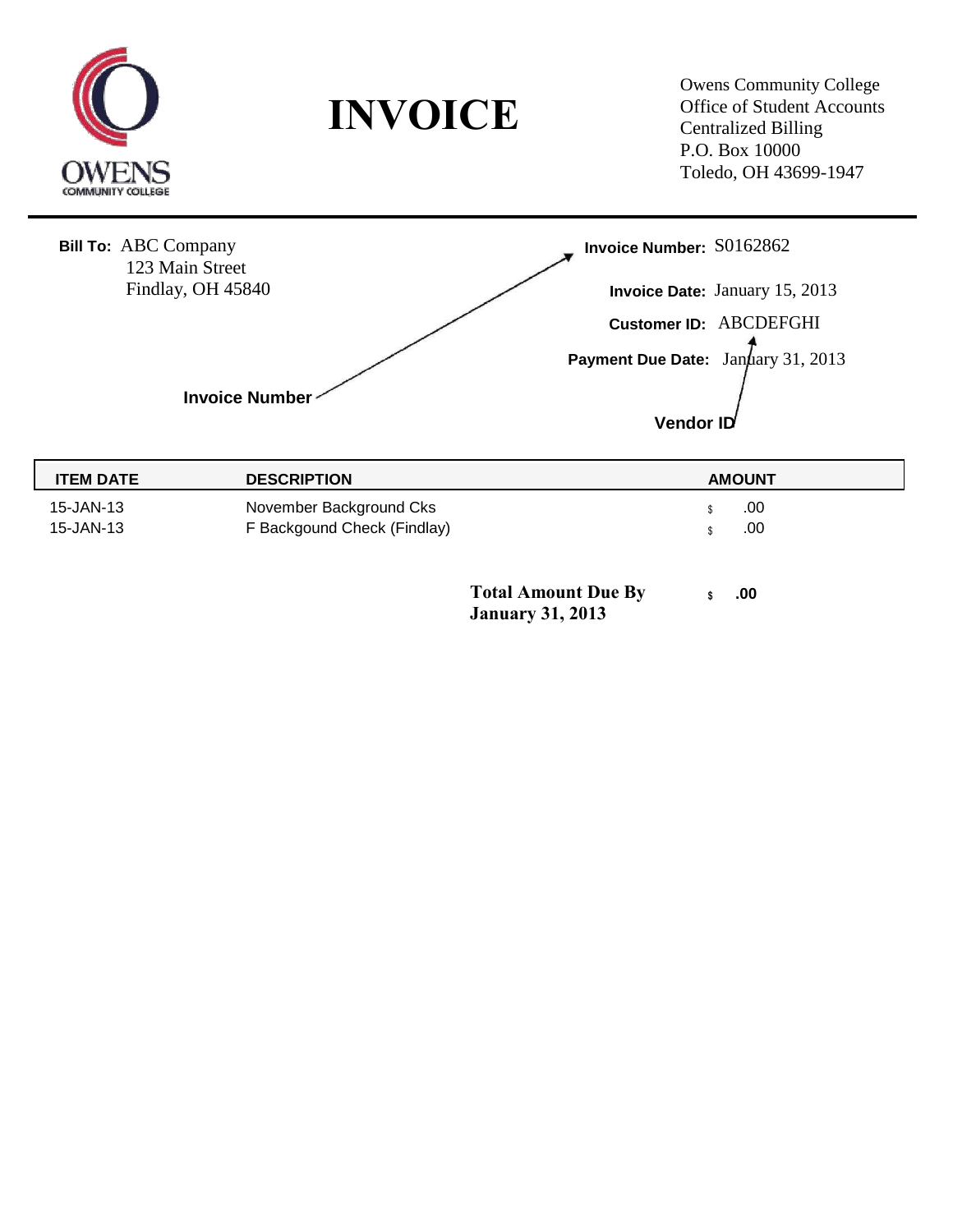OWENS COMMUNITY COLLEGE

# INVOICE

Owens Community College
Office of Student Accounts
Centralized Billing
P.O. Box 10000
Toledo, OH 43699-1947

**Bill To:** ABC Company
123 Main Street
Findlay, OH 45840

**Invoice Number:** S0162862

**Invoice Date:** January 15, 2013

**Customer ID:** ABCDEFGHI

**Payment Due Date:** January 31, 2013

**Invoice Number**

**Vendor ID**

| ITEM DATE | DESCRIPTION | AMOUNT |
|---|---|---|
| 15-JAN-13 | November Background Cks | $ .00 |
| 15-JAN-13 | F Backgound Check (Findlay) | $ .00 |

**Total Amount Due By January 31, 2013** **$ .00**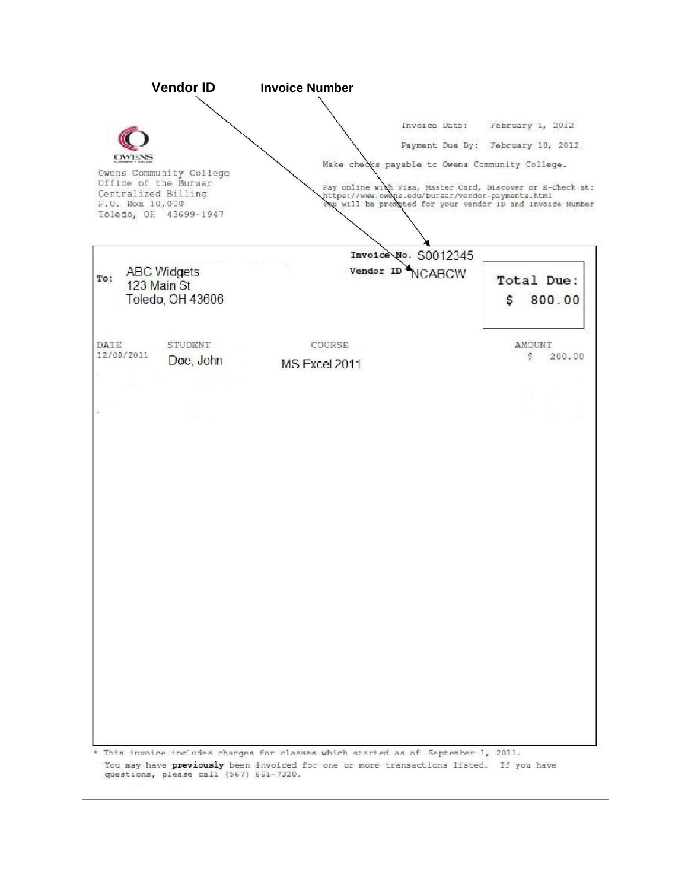Vendor ID    Invoice Number

Invoice Date: February 1, 2012

Payment Due By: February 18, 2012

Make checks payable to Owens Community College.

Pay online with Visa, Master Card, Discover or E-Check at:
https://www.owens.edu/bursar/vendor-payments.html
You will be prompted for your Vendor ID and Invoice Number

OWENS COMMUNITY COLLEGE

Owens Community College
Office of the Bursar
Centralized Billing
P.O. Box 10,000
Toledo, OH 43699-1947

**Invoice No.** S0012345

**Vendor ID** NCABCW

To: ABC Widgets
123 Main St
Toledo, OH 43606

**Total Due:**
**$ 800.00**

| DATE | STUDENT | COURSE | AMOUNT |
|---|---|---|---|
| 12/09/2011 | Doe, John | MS Excel 2011 | $ 200.00 |

* This invoice includes charges for classes which started as of September 1, 2011.

You may have **previously** been invoiced for one or more transactions listed. If you have questions, please call (567) 661-7320.